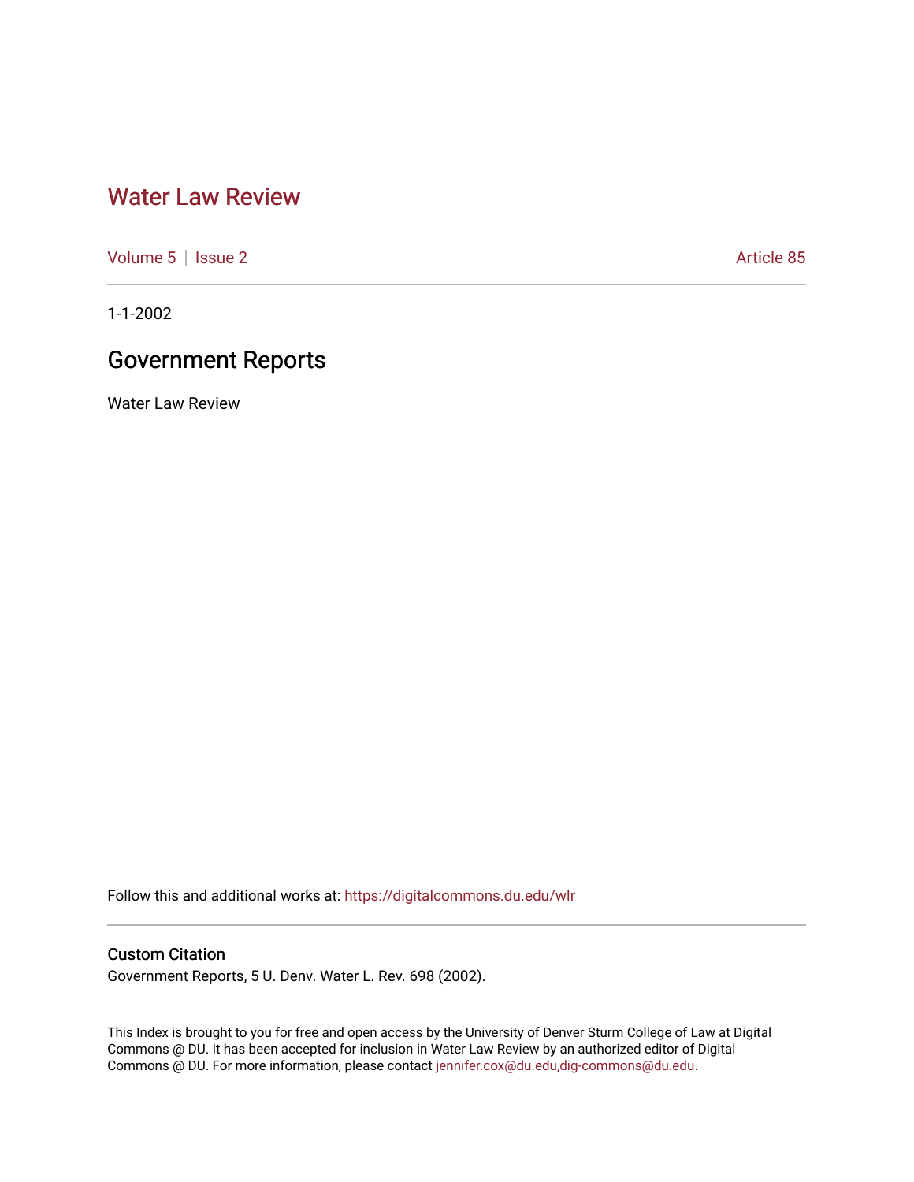# Water Law Review

Volume 5 | Issue 2 Article 85

1-1-2002

## Government Reports

Water Law Review

Follow this and additional works at: https://digitalcommons.du.edu/wlr

### Custom Citation

Government Reports, 5 U. Denv. Water L. Rev. 698 (2002).

This Index is brought to you for free and open access by the University of Denver Sturm College of Law at Digital Commons @ DU. It has been accepted for inclusion in Water Law Review by an authorized editor of Digital Commons @ DU. For more information, please contact jennifer.cox@du.edu,dig-commons@du.edu.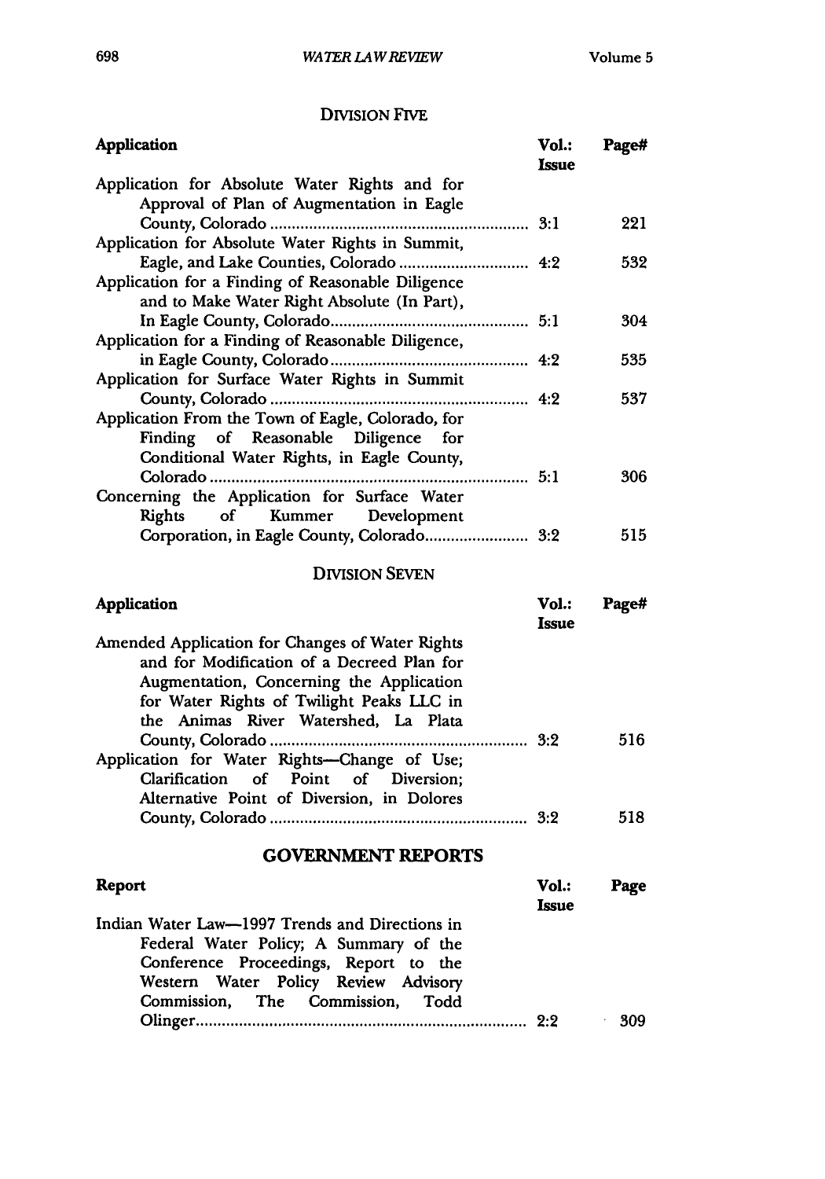## DIVISION FIVE

| Application | Vol.: Issue | Page# |
|---|---|---|
| Application for Absolute Water Rights and for Approval of Plan of Augmentation in Eagle County, Colorado | 3:1 | 221 |
| Application for Absolute Water Rights in Summit, Eagle, and Lake Counties, Colorado | 4:2 | 532 |
| Application for a Finding of Reasonable Diligence and to Make Water Right Absolute (In Part), In Eagle County, Colorado | 5:1 | 304 |
| Application for a Finding of Reasonable Diligence, in Eagle County, Colorado | 4:2 | 535 |
| Application for Surface Water Rights in Summit County, Colorado | 4:2 | 537 |
| Application From the Town of Eagle, Colorado, for Finding of Reasonable Diligence for Conditional Water Rights, in Eagle County, Colorado | 5:1 | 306 |
| Concerning the Application for Surface Water Rights of Kummer Development Corporation, in Eagle County, Colorado | 3:2 | 515 |

## DIVISION SEVEN

| Application | Vol.: Issue | Page# |
|---|---|---|
| Amended Application for Changes of Water Rights and for Modification of a Decreed Plan for Augmentation, Concerning the Application for Water Rights of Twilight Peaks LLC in the Animas River Watershed, La Plata County, Colorado | 3:2 | 516 |
| Application for Water Rights—Change of Use; Clarification of Point of Diversion; Alternative Point of Diversion, in Dolores County, Colorado | 3:2 | 518 |

# GOVERNMENT REPORTS

| Report | Vol.: Issue | Page |
|---|---|---|
| Indian Water Law—1997 Trends and Directions in Federal Water Policy; A Summary of the Conference Proceedings, Report to the Western Water Policy Review Advisory Commission, The Commission, Todd Olinger | 2:2 | 309 |